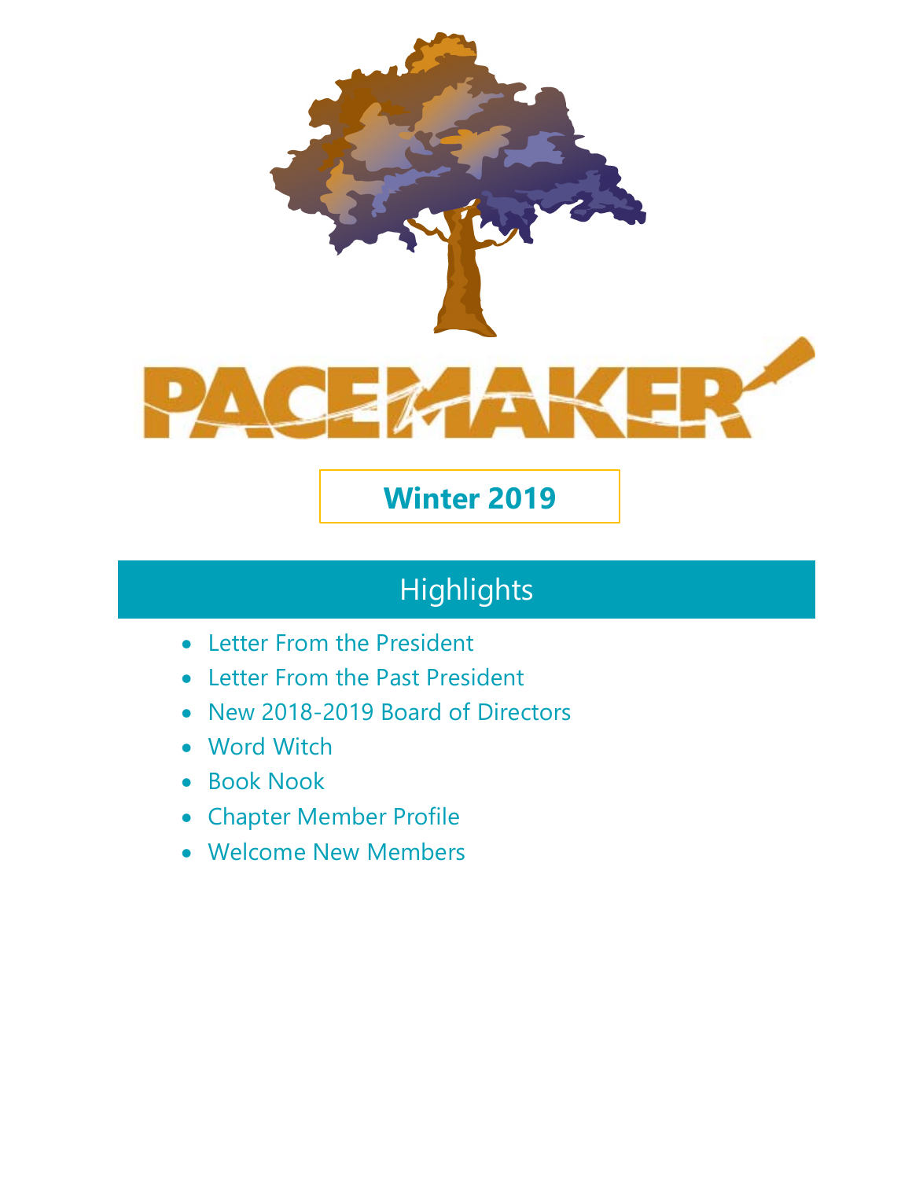# PACEMAKER

**Winter 2019**

## Highlights

- Letter From the President
- Letter From the Past President
- New 2018-2019 Board of Directors
- Word Witch
- Book Nook
- Chapter Member Profile
- Welcome New Members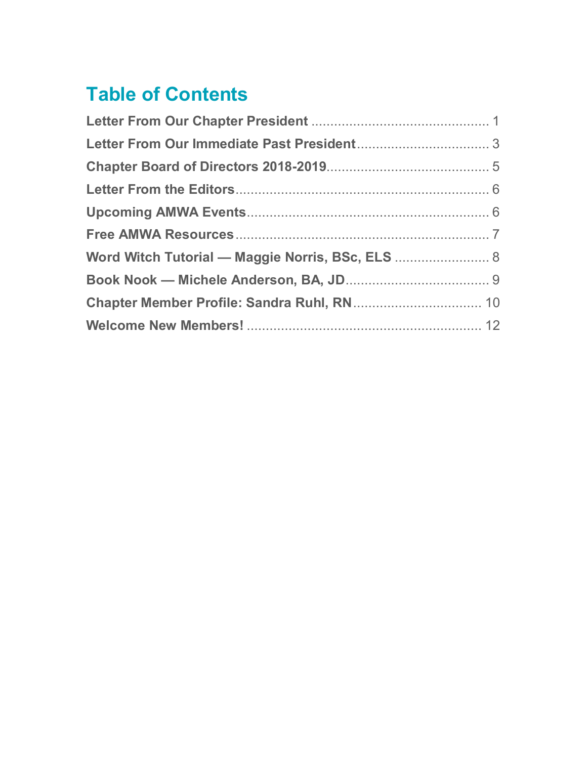# Table of Contents

**Letter From Our Chapter President** ............................................. 1

**Letter From Our Immediate Past President**.................................. 3

**Chapter Board of Directors 2018-2019**.......................................... 5

**Letter From the Editors**.................................................................. 6

**Upcoming AMWA Events**............................................................... 6

**Free AMWA Resources**.................................................................. 7

**Word Witch Tutorial — Maggie Norris, BSc, ELS** ......................... 8

**Book Nook — Michele Anderson, BA, JD**..................................... 9

**Chapter Member Profile: Sandra Ruhl, RN**.................................. 10

**Welcome New Members!** ............................................................. 12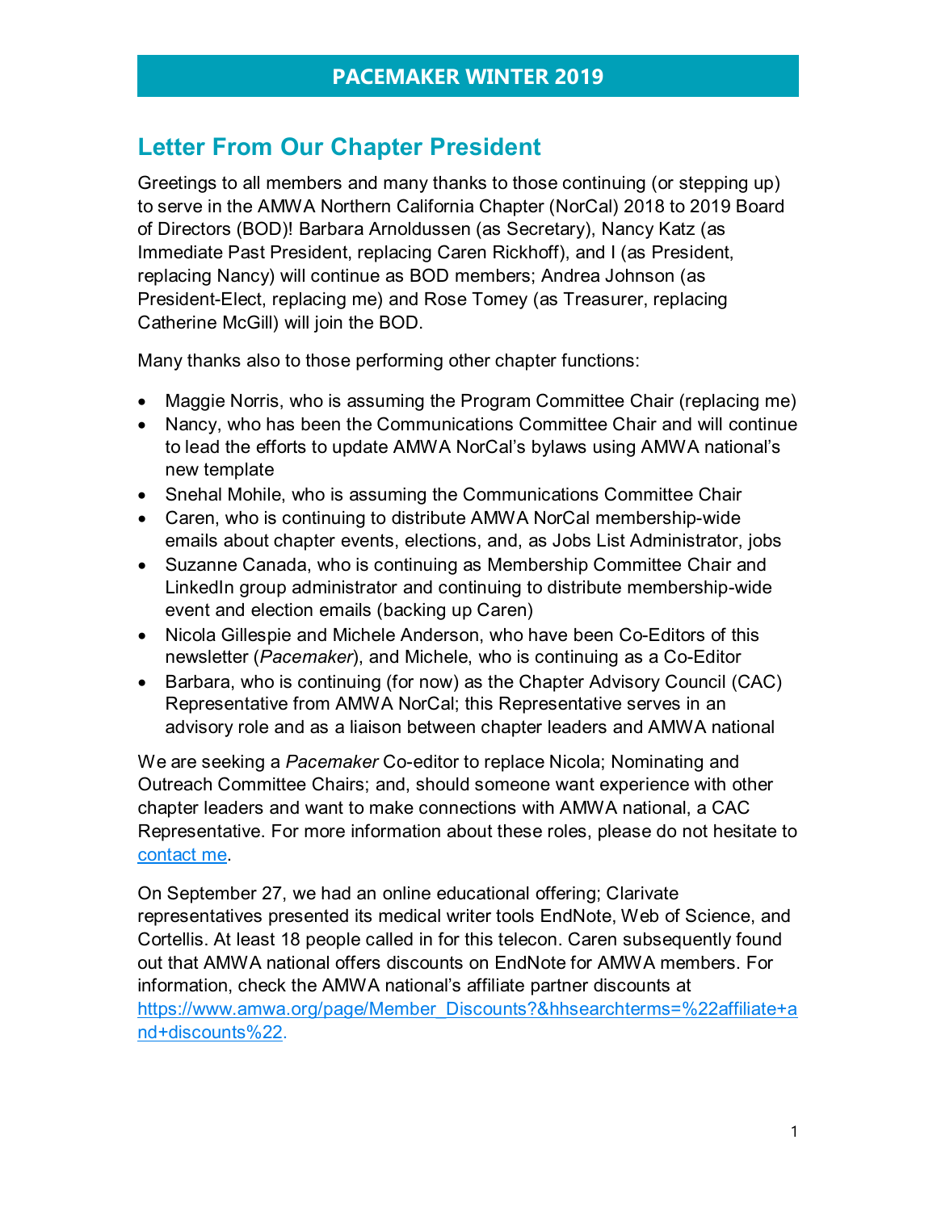## Letter From Our Chapter President

Greetings to all members and many thanks to those continuing (or stepping up) to serve in the AMWA Northern California Chapter (NorCal) 2018 to 2019 Board of Directors (BOD)! Barbara Arnoldussen (as Secretary), Nancy Katz (as Immediate Past President, replacing Caren Rickhoff), and I (as President, replacing Nancy) will continue as BOD members; Andrea Johnson (as President-Elect, replacing me) and Rose Tomey (as Treasurer, replacing Catherine McGill) will join the BOD.

Many thanks also to those performing other chapter functions:

- Maggie Norris, who is assuming the Program Committee Chair (replacing me)
- Nancy, who has been the Communications Committee Chair and will continue to lead the efforts to update AMWA NorCal's bylaws using AMWA national's new template
- Snehal Mohile, who is assuming the Communications Committee Chair
- Caren, who is continuing to distribute AMWA NorCal membership-wide emails about chapter events, elections, and, as Jobs List Administrator, jobs
- Suzanne Canada, who is continuing as Membership Committee Chair and LinkedIn group administrator and continuing to distribute membership-wide event and election emails (backing up Caren)
- Nicola Gillespie and Michele Anderson, who have been Co-Editors of this newsletter (*Pacemaker*), and Michele, who is continuing as a Co-Editor
- Barbara, who is continuing (for now) as the Chapter Advisory Council (CAC) Representative from AMWA NorCal; this Representative serves in an advisory role and as a liaison between chapter leaders and AMWA national

We are seeking a *Pacemaker* Co-editor to replace Nicola; Nominating and Outreach Committee Chairs; and, should someone want experience with other chapter leaders and want to make connections with AMWA national, a CAC Representative. For more information about these roles, please do not hesitate to contact me.

On September 27, we had an online educational offering; Clarivate representatives presented its medical writer tools EndNote, Web of Science, and Cortellis. At least 18 people called in for this telecon. Caren subsequently found out that AMWA national offers discounts on EndNote for AMWA members. For information, check the AMWA national's affiliate partner discounts at https://www.amwa.org/page/Member_Discounts?&hhsearchterms=%22affiliate+and+discounts%22.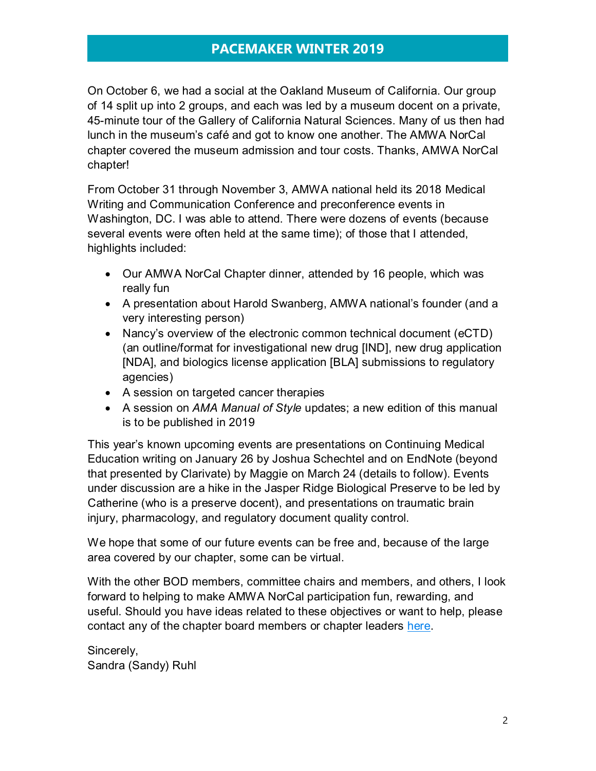On October 6, we had a social at the Oakland Museum of California. Our group of 14 split up into 2 groups, and each was led by a museum docent on a private, 45-minute tour of the Gallery of California Natural Sciences. Many of us then had lunch in the museum's café and got to know one another. The AMWA NorCal chapter covered the museum admission and tour costs. Thanks, AMWA NorCal chapter!

From October 31 through November 3, AMWA national held its 2018 Medical Writing and Communication Conference and preconference events in Washington, DC. I was able to attend. There were dozens of events (because several events were often held at the same time); of those that I attended, highlights included:

- Our AMWA NorCal Chapter dinner, attended by 16 people, which was really fun
- A presentation about Harold Swanberg, AMWA national's founder (and a very interesting person)
- Nancy's overview of the electronic common technical document (eCTD) (an outline/format for investigational new drug [IND], new drug application [NDA], and biologics license application [BLA] submissions to regulatory agencies)
- A session on targeted cancer therapies
- A session on *AMA Manual of Style* updates; a new edition of this manual is to be published in 2019

This year's known upcoming events are presentations on Continuing Medical Education writing on January 26 by Joshua Schechtel and on EndNote (beyond that presented by Clarivate) by Maggie on March 24 (details to follow). Events under discussion are a hike in the Jasper Ridge Biological Preserve to be led by Catherine (who is a preserve docent), and presentations on traumatic brain injury, pharmacology, and regulatory document quality control.

We hope that some of our future events can be free and, because of the large area covered by our chapter, some can be virtual.

With the other BOD members, committee chairs and members, and others, I look forward to helping to make AMWA NorCal participation fun, rewarding, and useful. Should you have ideas related to these objectives or want to help, please contact any of the chapter board members or chapter leaders here.

Sincerely,
Sandra (Sandy) Ruhl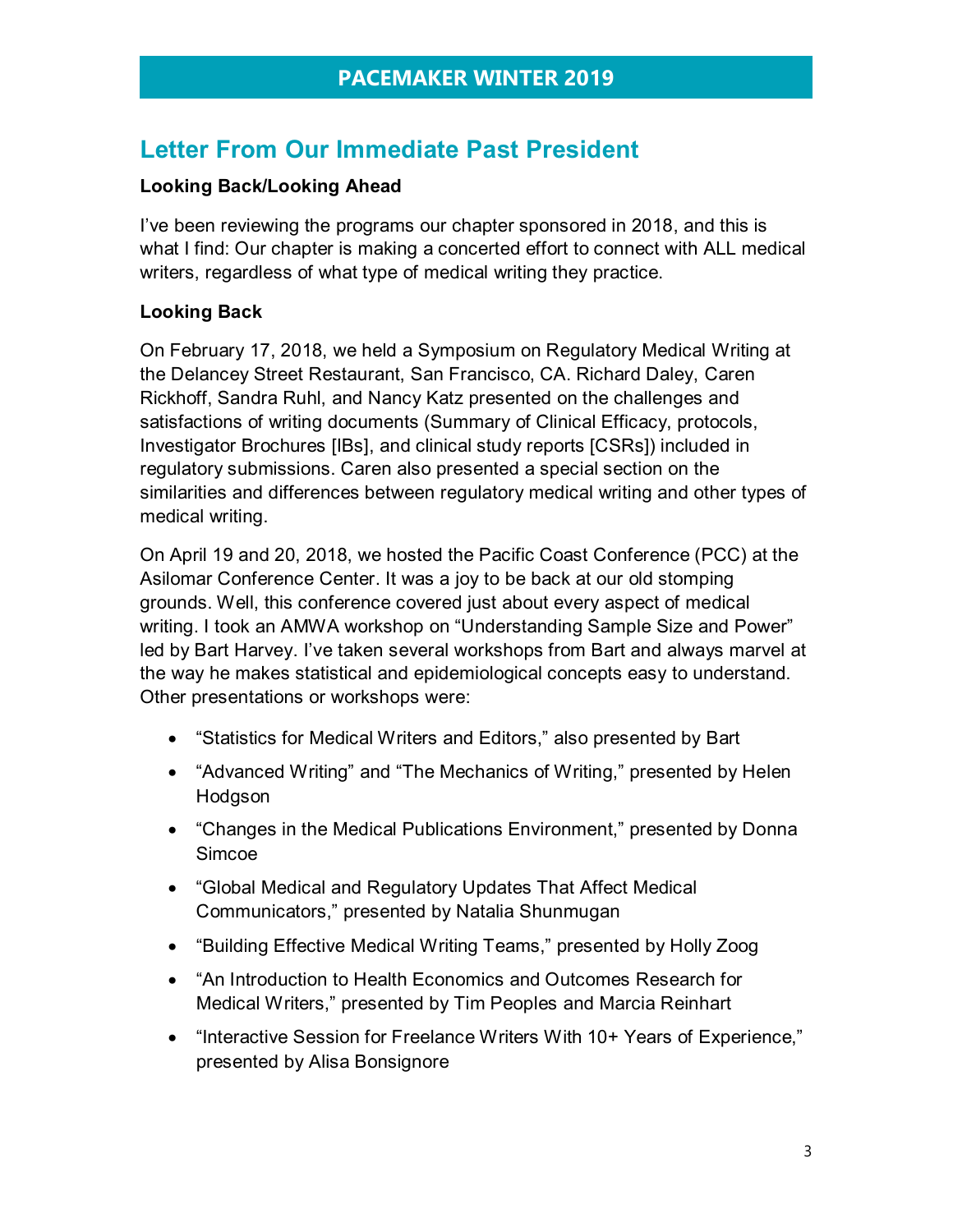## Letter From Our Immediate Past President

### Looking Back/Looking Ahead

I've been reviewing the programs our chapter sponsored in 2018, and this is what I find: Our chapter is making a concerted effort to connect with ALL medical writers, regardless of what type of medical writing they practice.

### Looking Back

On February 17, 2018, we held a Symposium on Regulatory Medical Writing at the Delancey Street Restaurant, San Francisco, CA. Richard Daley, Caren Rickhoff, Sandra Ruhl, and Nancy Katz presented on the challenges and satisfactions of writing documents (Summary of Clinical Efficacy, protocols, Investigator Brochures [IBs], and clinical study reports [CSRs]) included in regulatory submissions. Caren also presented a special section on the similarities and differences between regulatory medical writing and other types of medical writing.

On April 19 and 20, 2018, we hosted the Pacific Coast Conference (PCC) at the Asilomar Conference Center. It was a joy to be back at our old stomping grounds. Well, this conference covered just about every aspect of medical writing. I took an AMWA workshop on "Understanding Sample Size and Power" led by Bart Harvey. I've taken several workshops from Bart and always marvel at the way he makes statistical and epidemiological concepts easy to understand. Other presentations or workshops were:

- "Statistics for Medical Writers and Editors," also presented by Bart
- "Advanced Writing" and "The Mechanics of Writing," presented by Helen Hodgson
- "Changes in the Medical Publications Environment," presented by Donna Simcoe
- "Global Medical and Regulatory Updates That Affect Medical Communicators," presented by Natalia Shunmugan
- "Building Effective Medical Writing Teams," presented by Holly Zoog
- "An Introduction to Health Economics and Outcomes Research for Medical Writers," presented by Tim Peoples and Marcia Reinhart
- "Interactive Session for Freelance Writers With 10+ Years of Experience," presented by Alisa Bonsignore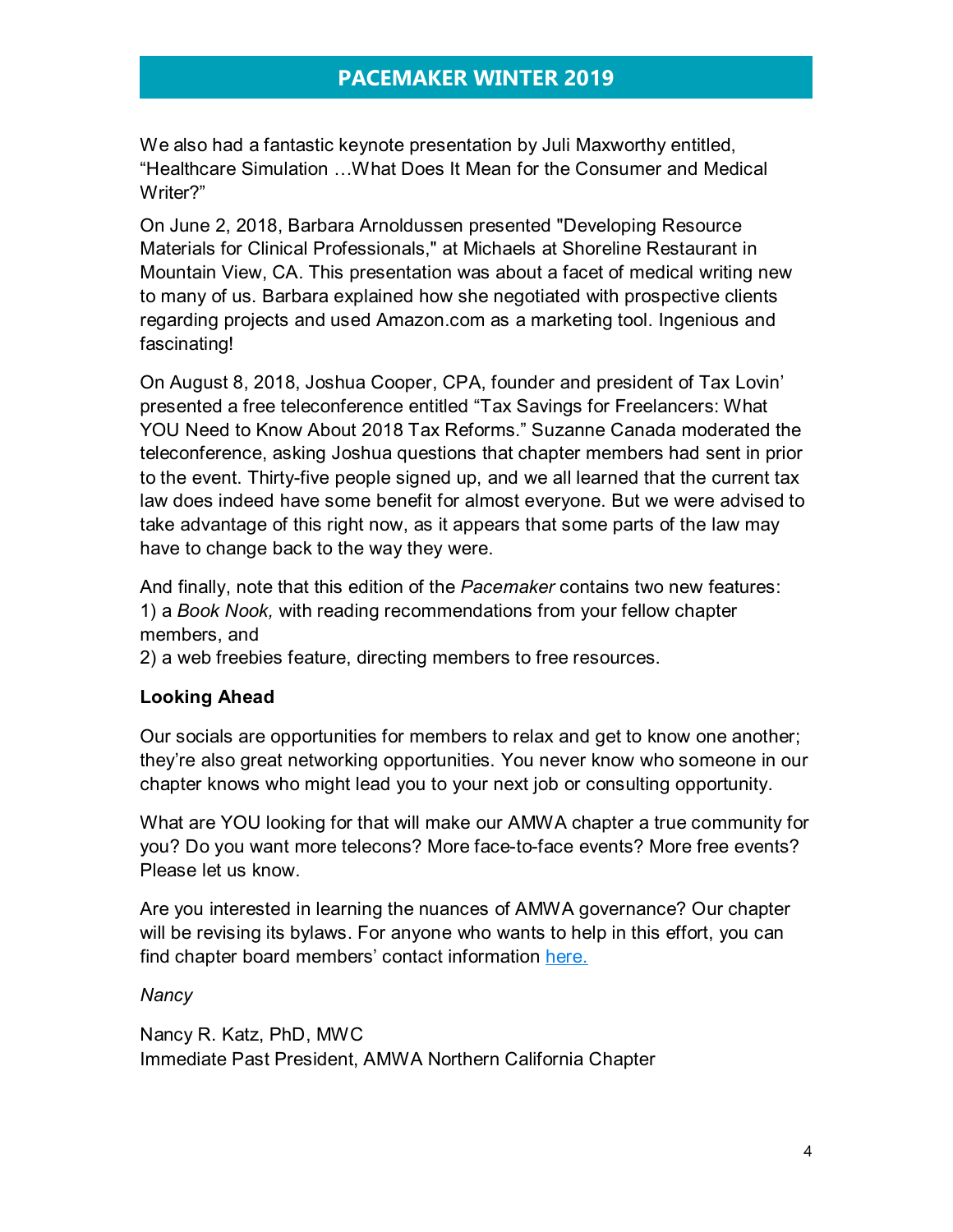We also had a fantastic keynote presentation by Juli Maxworthy entitled, “Healthcare Simulation …What Does It Mean for the Consumer and Medical Writer?”

On June 2, 2018, Barbara Arnoldussen presented "Developing Resource Materials for Clinical Professionals," at Michaels at Shoreline Restaurant in Mountain View, CA. This presentation was about a facet of medical writing new to many of us. Barbara explained how she negotiated with prospective clients regarding projects and used Amazon.com as a marketing tool. Ingenious and fascinating!

On August 8, 2018, Joshua Cooper, CPA, founder and president of Tax Lovin’ presented a free teleconference entitled “Tax Savings for Freelancers: What YOU Need to Know About 2018 Tax Reforms.” Suzanne Canada moderated the teleconference, asking Joshua questions that chapter members had sent in prior to the event. Thirty-five people signed up, and we all learned that the current tax law does indeed have some benefit for almost everyone. But we were advised to take advantage of this right now, as it appears that some parts of the law may have to change back to the way they were.

And finally, note that this edition of the *Pacemaker* contains two new features:
1) a *Book Nook,* with reading recommendations from your fellow chapter members, and
2) a web freebies feature, directing members to free resources.

**Looking Ahead**

Our socials are opportunities for members to relax and get to know one another; they’re also great networking opportunities. You never know who someone in our chapter knows who might lead you to your next job or consulting opportunity.

What are YOU looking for that will make our AMWA chapter a true community for you? Do you want more telecons? More face-to-face events? More free events? Please let us know.

Are you interested in learning the nuances of AMWA governance? Our chapter will be revising its bylaws. For anyone who wants to help in this effort, you can find chapter board members’ contact information here.

*Nancy*

Nancy R. Katz, PhD, MWC
Immediate Past President, AMWA Northern California Chapter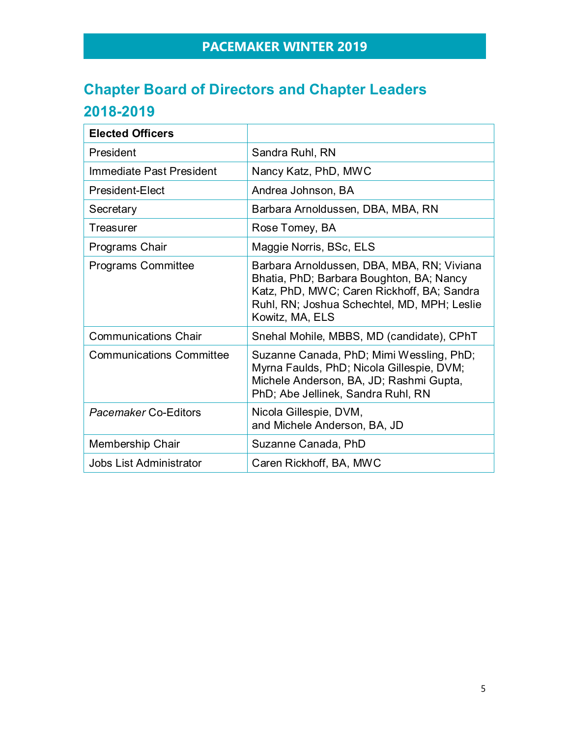## Chapter Board of Directors and Chapter Leaders 2018-2019

| **Elected Officers** | |
|---|---|
| President | Sandra Ruhl, RN |
| Immediate Past President | Nancy Katz, PhD, MWC |
| President-Elect | Andrea Johnson, BA |
| Secretary | Barbara Arnoldussen, DBA, MBA, RN |
| Treasurer | Rose Tomey, BA |
| Programs Chair | Maggie Norris, BSc, ELS |
| Programs Committee | Barbara Arnoldussen, DBA, MBA, RN; Viviana Bhatia, PhD; Barbara Boughton, BA; Nancy Katz, PhD, MWC; Caren Rickhoff, BA; Sandra Ruhl, RN; Joshua Schechtel, MD, MPH; Leslie Kowitz, MA, ELS |
| Communications Chair | Snehal Mohile, MBBS, MD (candidate), CPhT |
| Communications Committee | Suzanne Canada, PhD; Mimi Wessling, PhD; Myrna Faulds, PhD; Nicola Gillespie, DVM; Michele Anderson, BA, JD; Rashmi Gupta, PhD; Abe Jellinek, Sandra Ruhl, RN |
| *Pacemaker* Co-Editors | Nicola Gillespie, DVM, and Michele Anderson, BA, JD |
| Membership Chair | Suzanne Canada, PhD |
| Jobs List Administrator | Caren Rickhoff, BA, MWC |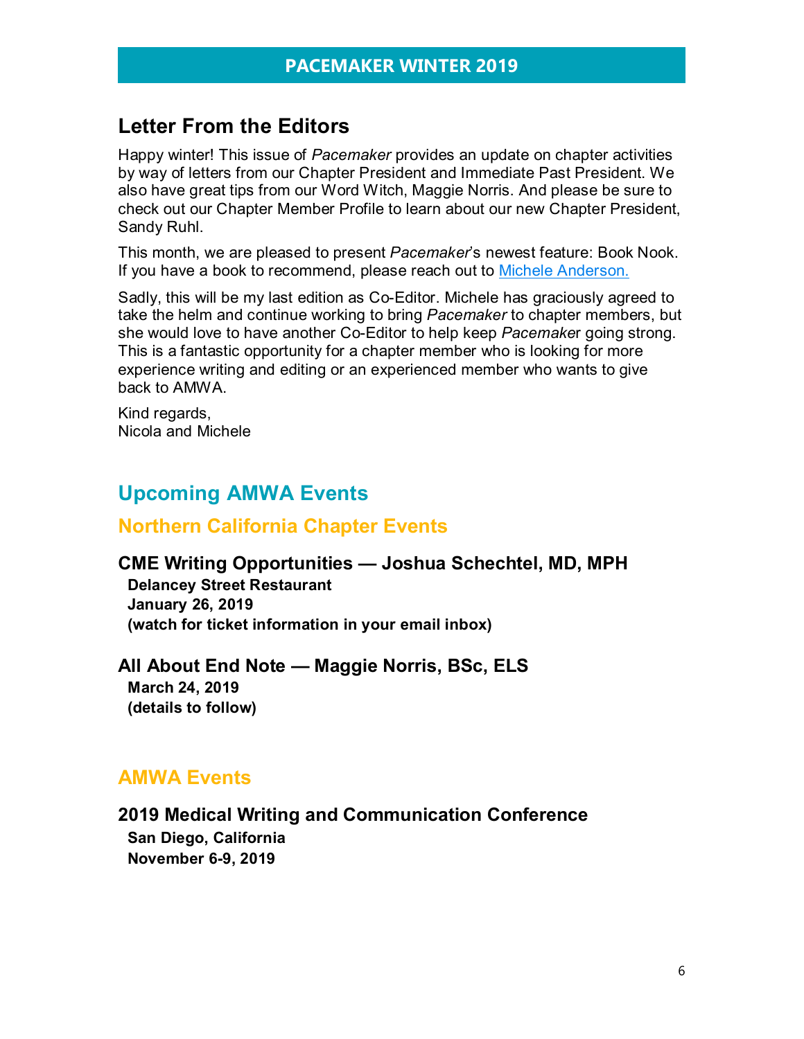## Letter From the Editors

Happy winter! This issue of *Pacemaker* provides an update on chapter activities by way of letters from our Chapter President and Immediate Past President. We also have great tips from our Word Witch, Maggie Norris. And please be sure to check out our Chapter Member Profile to learn about our new Chapter President, Sandy Ruhl.

This month, we are pleased to present *Pacemaker*'s newest feature: Book Nook. If you have a book to recommend, please reach out to Michele Anderson.

Sadly, this will be my last edition as Co-Editor. Michele has graciously agreed to take the helm and continue working to bring *Pacemaker* to chapter members, but she would love to have another Co-Editor to help keep *Pacemaker* going strong. This is a fantastic opportunity for a chapter member who is looking for more experience writing and editing or an experienced member who wants to give back to AMWA.

Kind regards,
Nicola and Michele

# Upcoming AMWA Events

## Northern California Chapter Events

### CME Writing Opportunities — Joshua Schechtel, MD, MPH

**Delancey Street Restaurant**
**January 26, 2019**
**(watch for ticket information in your email inbox)**

### All About End Note — Maggie Norris, BSc, ELS

**March 24, 2019**
**(details to follow)**

## AMWA Events

### 2019 Medical Writing and Communication Conference

**San Diego, California**
**November 6-9, 2019**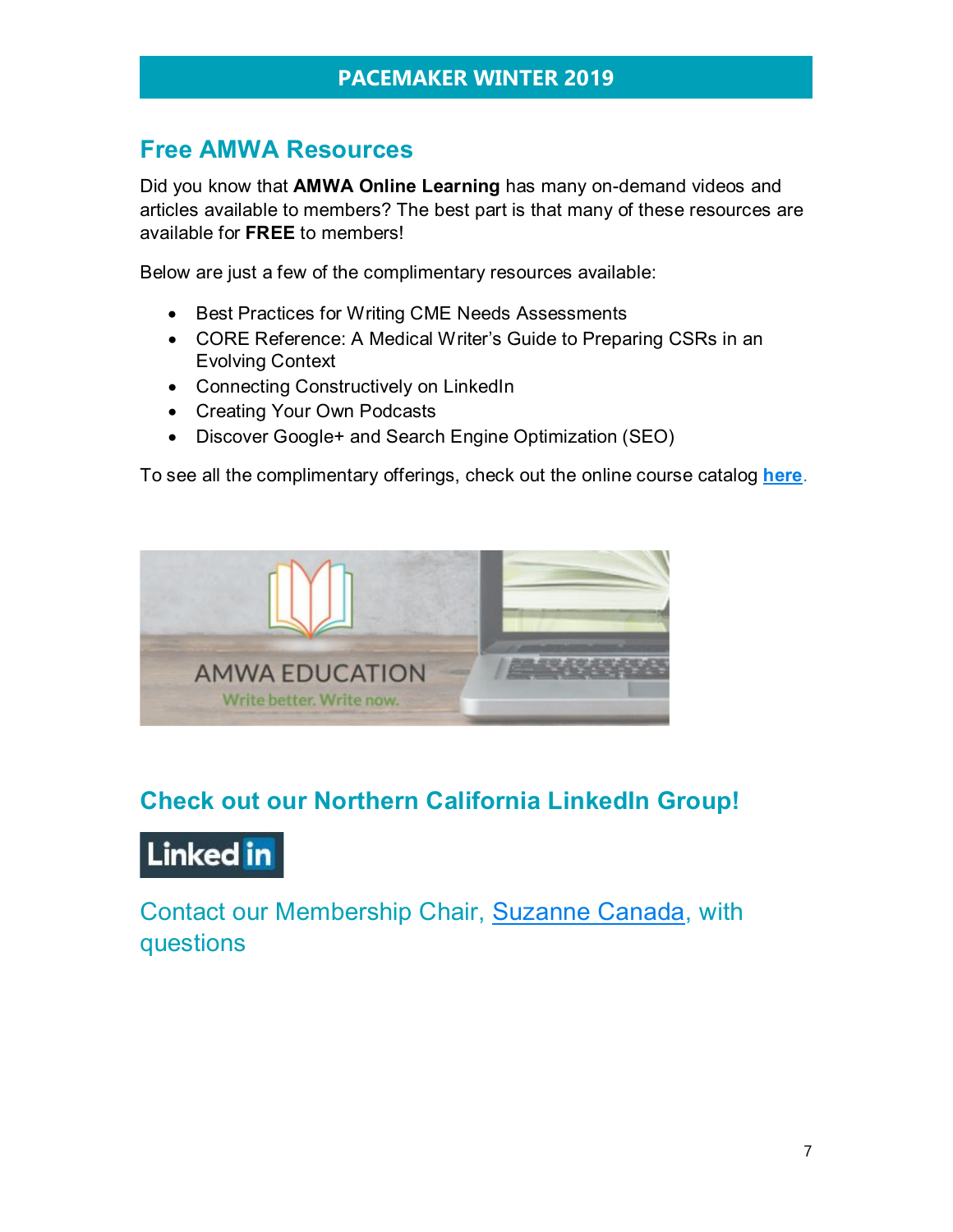## Free AMWA Resources

Did you know that **AMWA Online Learning** has many on-demand videos and articles available to members? The best part is that many of these resources are available for **FREE** to members!

Below are just a few of the complimentary resources available:

- Best Practices for Writing CME Needs Assessments
- CORE Reference: A Medical Writer's Guide to Preparing CSRs in an Evolving Context
- Connecting Constructively on LinkedIn
- Creating Your Own Podcasts
- Discover Google+ and Search Engine Optimization (SEO)

To see all the complimentary offerings, check out the online course catalog **here**.

## Check out our Northern California LinkedIn Group!

Contact our Membership Chair, Suzanne Canada, with questions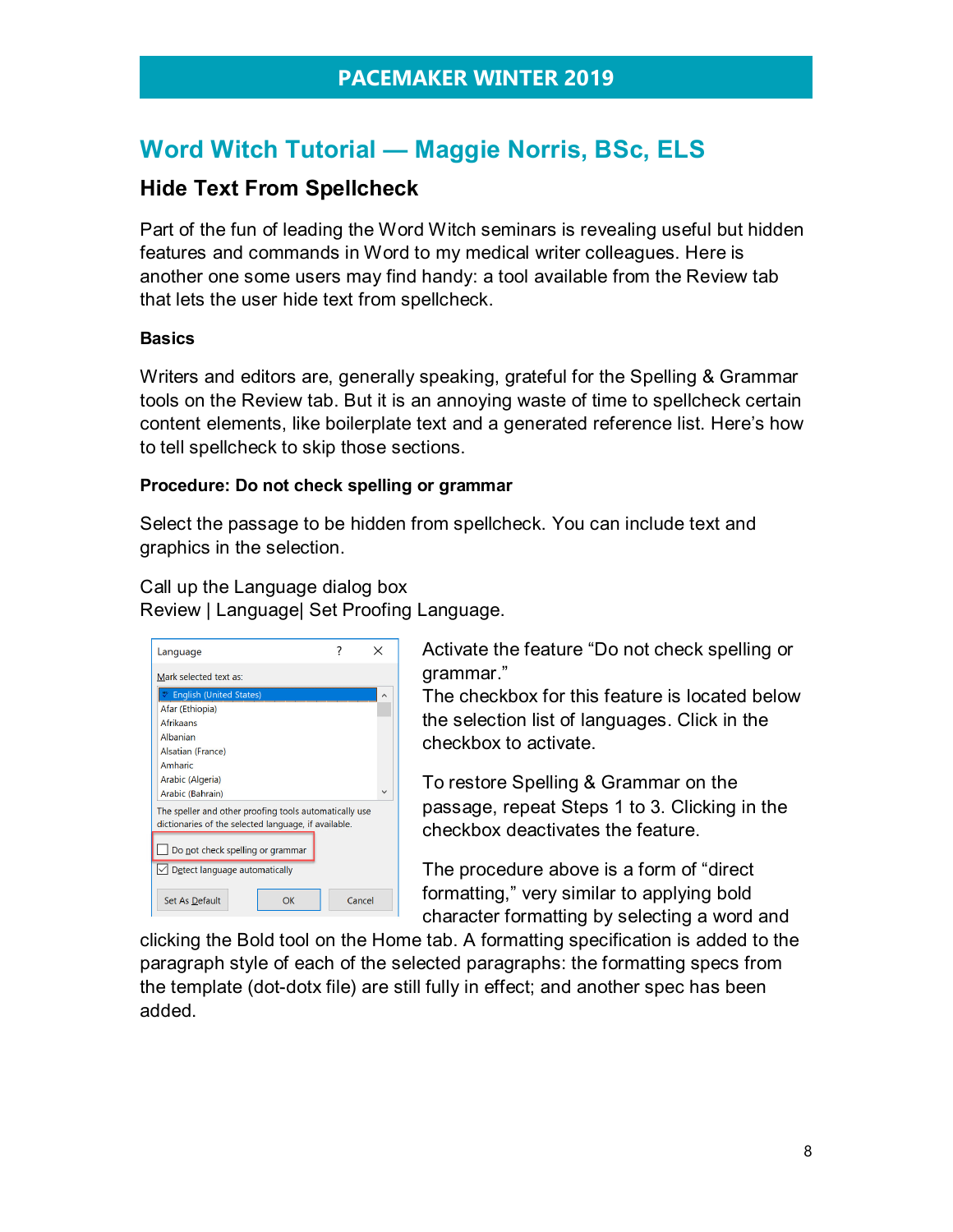## Word Witch Tutorial — Maggie Norris, BSc, ELS

### Hide Text From Spellcheck

Part of the fun of leading the Word Witch seminars is revealing useful but hidden features and commands in Word to my medical writer colleagues. Here is another one some users may find handy: a tool available from the Review tab that lets the user hide text from spellcheck.

**Basics**

Writers and editors are, generally speaking, grateful for the Spelling & Grammar tools on the Review tab. But it is an annoying waste of time to spellcheck certain content elements, like boilerplate text and a generated reference list. Here's how to tell spellcheck to skip those sections.

**Procedure: Do not check spelling or grammar**

Select the passage to be hidden from spellcheck. You can include text and graphics in the selection.

Call up the Language dialog box
Review | Language| Set Proofing Language.

Activate the feature "Do not check spelling or grammar."
The checkbox for this feature is located below the selection list of languages. Click in the checkbox to activate.

To restore Spelling & Grammar on the passage, repeat Steps 1 to 3. Clicking in the checkbox deactivates the feature.

The procedure above is a form of "direct formatting," very similar to applying bold character formatting by selecting a word and clicking the Bold tool on the Home tab. A formatting specification is added to the paragraph style of each of the selected paragraphs: the formatting specs from the template (dot-dotx file) are still fully in effect; and another spec has been added.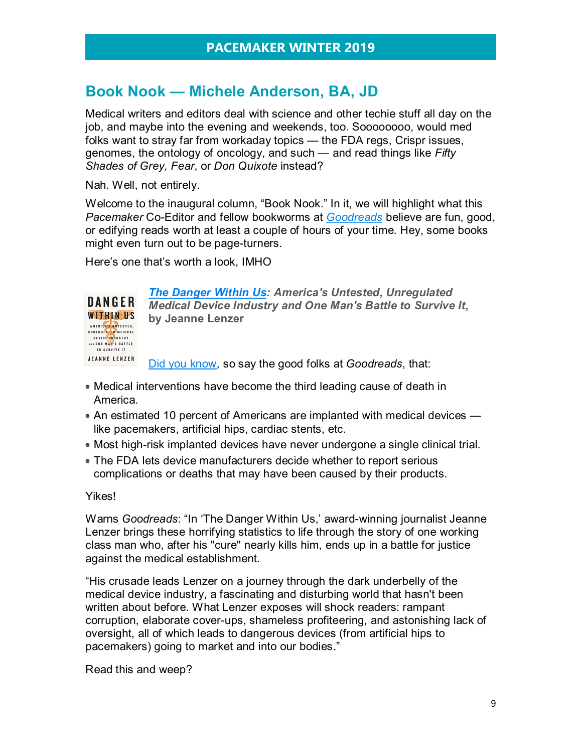## Book Nook — Michele Anderson, BA, JD

Medical writers and editors deal with science and other techie stuff all day on the job, and maybe into the evening and weekends, too. Soooooooo, would med folks want to stray far from workaday topics — the FDA regs, Crispr issues, genomes, the ontology of oncology, and such — and read things like *Fifty Shades of Grey, Fear*, or *Don Quixote* instead?

Nah. Well, not entirely.

Welcome to the inaugural column, "Book Nook." In it, we will highlight what this *Pacemaker* Co-Editor and fellow bookworms at *Goodreads* believe are fun, good, or edifying reads worth at least a couple of hours of your time. Hey, some books might even turn out to be page-turners.

Here's one that's worth a look, IMHO

***The Danger Within Us**: America's Untested, Unregulated Medical Device Industry and One Man's Battle to Survive It*, **by Jeanne Lenzer**

Did you know, so say the good folks at *Goodreads*, that:

- Medical interventions have become the third leading cause of death in America.
- An estimated 10 percent of Americans are implanted with medical devices — like pacemakers, artificial hips, cardiac stents, etc.
- Most high-risk implanted devices have never undergone a single clinical trial.
- The FDA lets device manufacturers decide whether to report serious complications or deaths that may have been caused by their products.

Yikes!

Warns *Goodreads*: "In 'The Danger Within Us,' award-winning journalist Jeanne Lenzer brings these horrifying statistics to life through the story of one working class man who, after his "cure" nearly kills him, ends up in a battle for justice against the medical establishment.

"His crusade leads Lenzer on a journey through the dark underbelly of the medical device industry, a fascinating and disturbing world that hasn't been written about before. What Lenzer exposes will shock readers: rampant corruption, elaborate cover-ups, shameless profiteering, and astonishing lack of oversight, all of which leads to dangerous devices (from artificial hips to pacemakers) going to market and into our bodies."

Read this and weep?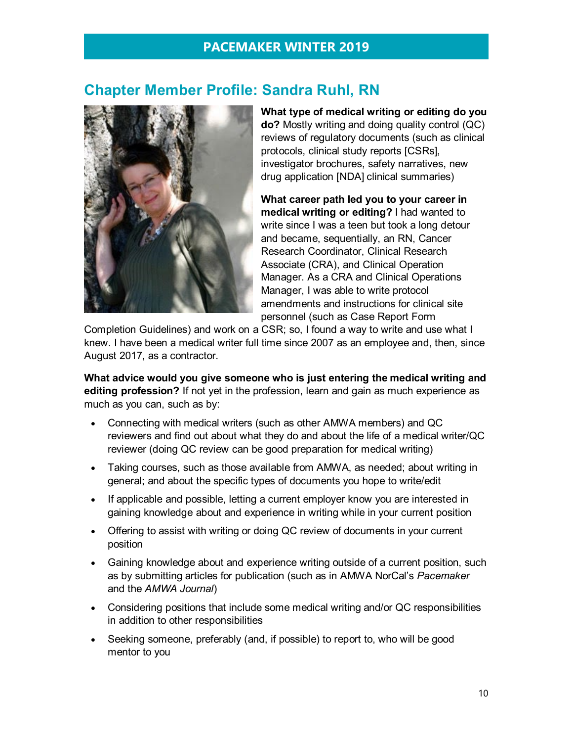## Chapter Member Profile: Sandra Ruhl, RN

**What type of medical writing or editing do you do?** Mostly writing and doing quality control (QC) reviews of regulatory documents (such as clinical protocols, clinical study reports [CSRs], investigator brochures, safety narratives, new drug application [NDA] clinical summaries)

**What career path led you to your career in medical writing or editing?** I had wanted to write since I was a teen but took a long detour and became, sequentially, an RN, Cancer Research Coordinator, Clinical Research Associate (CRA), and Clinical Operation Manager. As a CRA and Clinical Operations Manager, I was able to write protocol amendments and instructions for clinical site personnel (such as Case Report Form Completion Guidelines) and work on a CSR; so, I found a way to write and use what I knew. I have been a medical writer full time since 2007 as an employee and, then, since August 2017, as a contractor.

**What advice would you give someone who is just entering the medical writing and editing profession?** If not yet in the profession, learn and gain as much experience as much as you can, such as by:

- Connecting with medical writers (such as other AMWA members) and QC reviewers and find out about what they do and about the life of a medical writer/QC reviewer (doing QC review can be good preparation for medical writing)
- Taking courses, such as those available from AMWA, as needed; about writing in general; and about the specific types of documents you hope to write/edit
- If applicable and possible, letting a current employer know you are interested in gaining knowledge about and experience in writing while in your current position
- Offering to assist with writing or doing QC review of documents in your current position
- Gaining knowledge about and experience writing outside of a current position, such as by submitting articles for publication (such as in AMWA NorCal's *Pacemaker* and the *AMWA Journal*)
- Considering positions that include some medical writing and/or QC responsibilities in addition to other responsibilities
- Seeking someone, preferably (and, if possible) to report to, who will be good mentor to you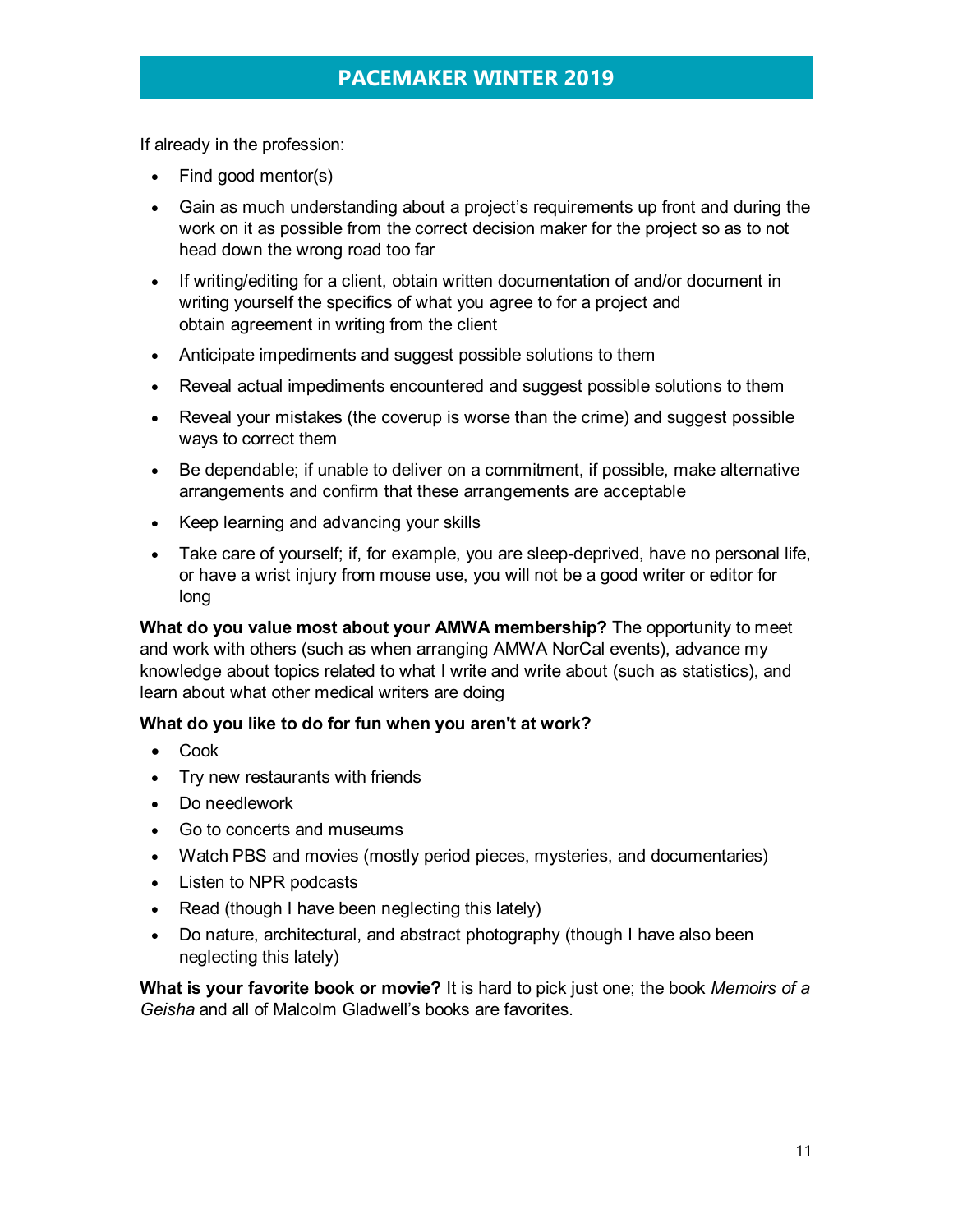If already in the profession:

- Find good mentor(s)
- Gain as much understanding about a project's requirements up front and during the work on it as possible from the correct decision maker for the project so as to not head down the wrong road too far
- If writing/editing for a client, obtain written documentation of and/or document in writing yourself the specifics of what you agree to for a project and obtain agreement in writing from the client
- Anticipate impediments and suggest possible solutions to them
- Reveal actual impediments encountered and suggest possible solutions to them
- Reveal your mistakes (the coverup is worse than the crime) and suggest possible ways to correct them
- Be dependable; if unable to deliver on a commitment, if possible, make alternative arrangements and confirm that these arrangements are acceptable
- Keep learning and advancing your skills
- Take care of yourself; if, for example, you are sleep-deprived, have no personal life, or have a wrist injury from mouse use, you will not be a good writer or editor for long

**What do you value most about your AMWA membership?** The opportunity to meet and work with others (such as when arranging AMWA NorCal events), advance my knowledge about topics related to what I write and write about (such as statistics), and learn about what other medical writers are doing

**What do you like to do for fun when you aren't at work?**

- Cook
- Try new restaurants with friends
- Do needlework
- Go to concerts and museums
- Watch PBS and movies (mostly period pieces, mysteries, and documentaries)
- Listen to NPR podcasts
- Read (though I have been neglecting this lately)
- Do nature, architectural, and abstract photography (though I have also been neglecting this lately)

**What is your favorite book or movie?** It is hard to pick just one; the book *Memoirs of a Geisha* and all of Malcolm Gladwell's books are favorites.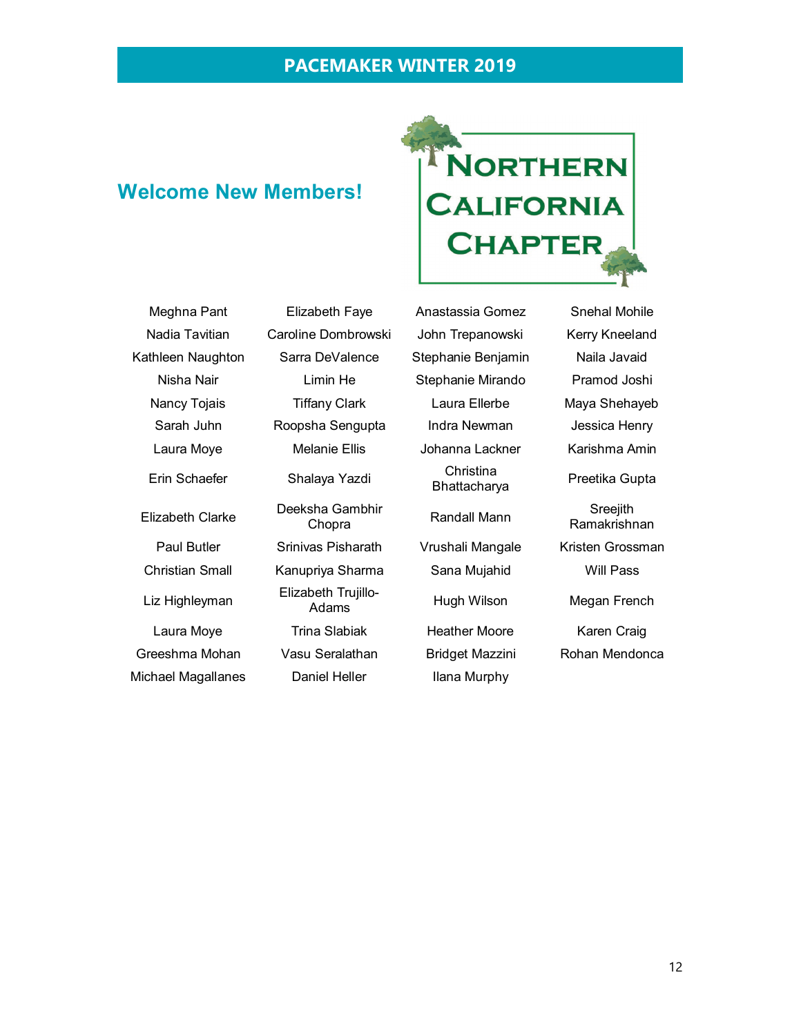## Welcome New Members!

NORTHERN CALIFORNIA CHAPTER

| | | | |
|---|---|---|---|
| Meghna Pant | Elizabeth Faye | Anastassia Gomez | Snehal Mohile |
| Nadia Tavitian | Caroline Dombrowski | John Trepanowski | Kerry Kneeland |
| Kathleen Naughton | Sarra DeValence | Stephanie Benjamin | Naila Javaid |
| Nisha Nair | Limin He | Stephanie Mirando | Pramod Joshi |
| Nancy Tojais | Tiffany Clark | Laura Ellerbe | Maya Shehayeb |
| Sarah Juhn | Roopsha Sengupta | Indra Newman | Jessica Henry |
| Laura Moye | Melanie Ellis | Johanna Lackner | Karishma Amin |
| Erin Schaefer | Shalaya Yazdi | Christina Bhattacharya | Preetika Gupta |
| Elizabeth Clarke | Deeksha Gambhir Chopra | Randall Mann | Sreejith Ramakrishnan |
| Paul Butler | Srinivas Pisharath | Vrushali Mangale | Kristen Grossman |
| Christian Small | Kanupriya Sharma | Sana Mujahid | Will Pass |
| Liz Highleyman | Elizabeth Trujillo-Adams | Hugh Wilson | Megan French |
| Laura Moye | Trina Slabiak | Heather Moore | Karen Craig |
| Greeshma Mohan | Vasu Seralathan | Bridget Mazzini | Rohan Mendonca |
| Michael Magallanes | Daniel Heller | Ilana Murphy | |